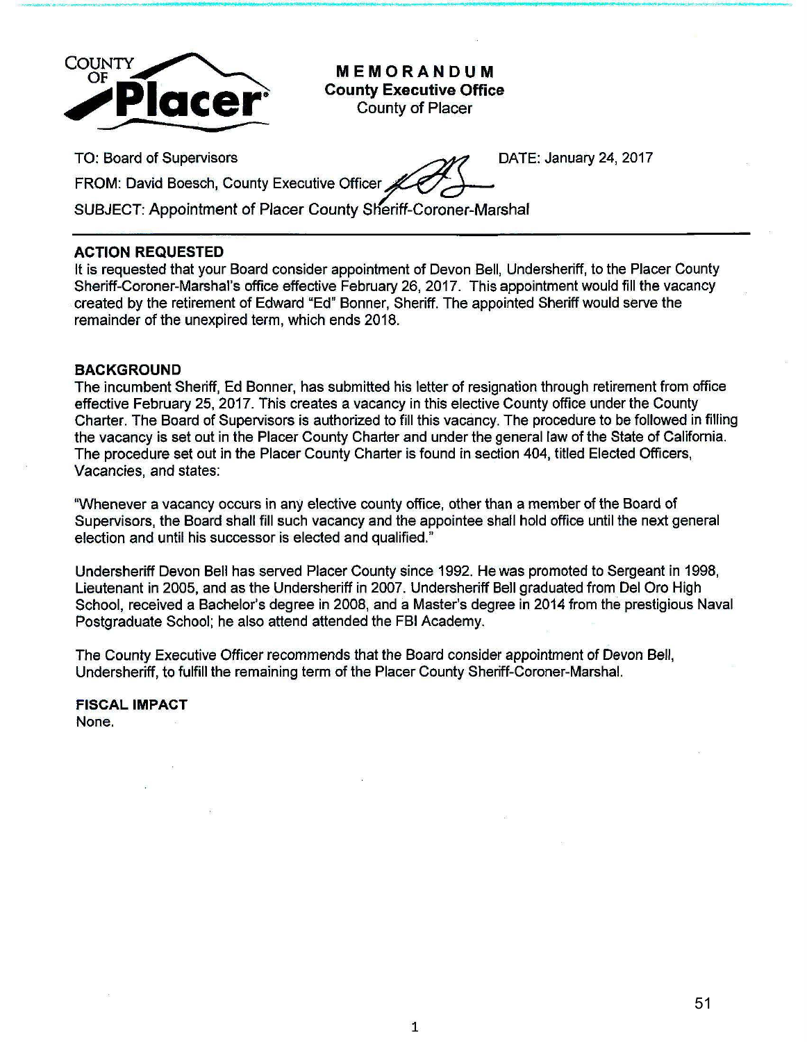COUNTY OF Placer

# MEMORANDUM

**County Executive Office**
County of Placer

TO: Board of Supervisors

DATE: January 24, 2017

FROM: David Boesch, County Executive Officer

SUBJECT: Appointment of Placer County Sheriff-Coroner-Marshal

---

**ACTION REQUESTED**

It is requested that your Board consider appointment of Devon Bell, Undersheriff, to the Placer County Sheriff-Coroner-Marshal's office effective February 26, 2017. This appointment would fill the vacancy created by the retirement of Edward "Ed" Bonner, Sheriff. The appointed Sheriff would serve the remainder of the unexpired term, which ends 2018.

**BACKGROUND**

The incumbent Sheriff, Ed Bonner, has submitted his letter of resignation through retirement from office effective February 25, 2017. This creates a vacancy in this elective County office under the County Charter. The Board of Supervisors is authorized to fill this vacancy. The procedure to be followed in filling the vacancy is set out in the Placer County Charter and under the general law of the State of California. The procedure set out in the Placer County Charter is found in section 404, titled Elected Officers, Vacancies, and states:

"Whenever a vacancy occurs in any elective county office, other than a member of the Board of Supervisors, the Board shall fill such vacancy and the appointee shall hold office until the next general election and until his successor is elected and qualified."

Undersheriff Devon Bell has served Placer County since 1992. He was promoted to Sergeant in 1998, Lieutenant in 2005, and as the Undersheriff in 2007. Undersheriff Bell graduated from Del Oro High School, received a Bachelor's degree in 2008, and a Master's degree in 2014 from the prestigious Naval Postgraduate School; he also attend attended the FBI Academy.

The County Executive Officer recommends that the Board consider appointment of Devon Bell, Undersheriff, to fulfill the remaining term of the Placer County Sheriff-Coroner-Marshal.

**FISCAL IMPACT**

None.